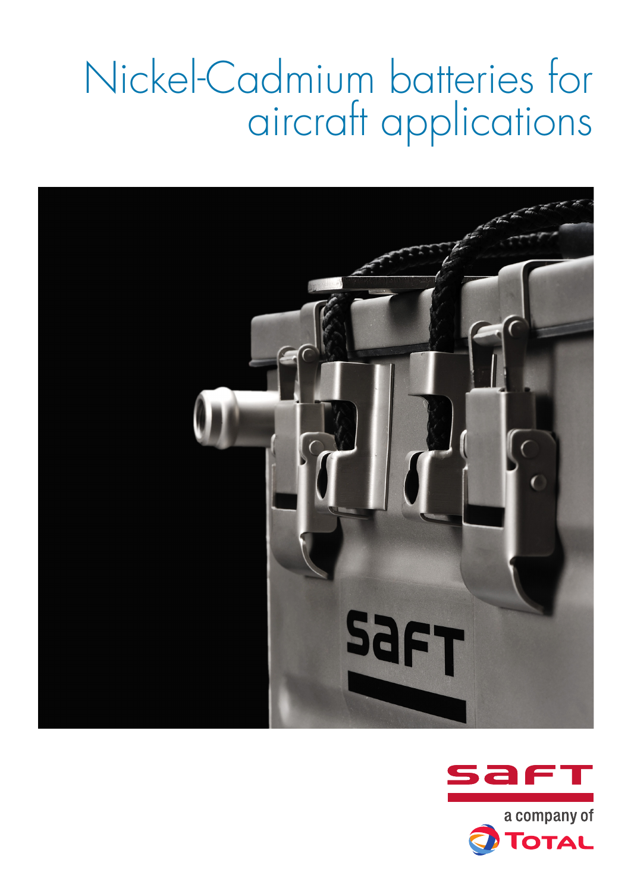# Nickel-Cadmium batteries for aircraft applications

saft

a company of TOTAL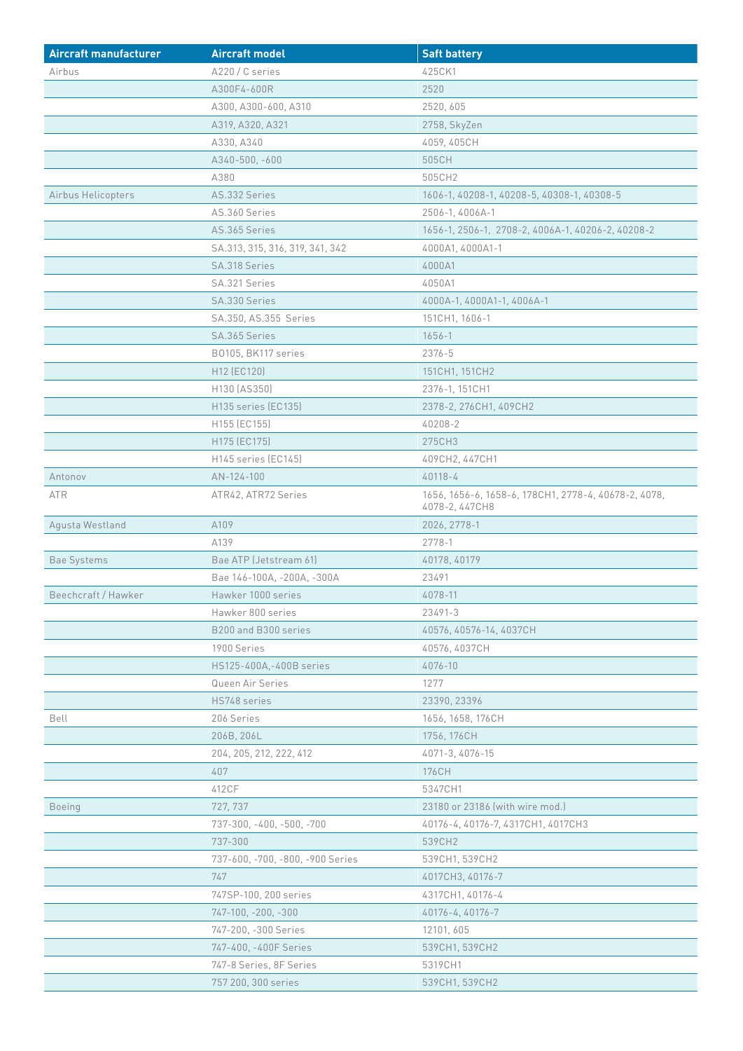| Aircraft manufacturer | Aircraft model | Saft battery |
|---|---|---|
| Airbus | A220 / C series | 425CK1 |
| | A300F4-600R | 2520 |
| | A300, A300-600, A310 | 2520, 605 |
| | A319, A320, A321 | 2758, SkyZen |
| | A330, A340 | 4059, 405CH |
| | A340-500, -600 | 505CH |
| | A380 | 505CH2 |
| Airbus Helicopters | AS.332 Series | 1606-1, 40208-1, 40208-5, 40308-1, 40308-5 |
| | AS.360 Series | 2506-1, 4006A-1 |
| | AS.365 Series | 1656-1, 2506-1, 2708-2, 4006A-1, 40206-2, 40208-2 |
| | SA.313, 315, 316, 319, 341, 342 | 4000A1, 4000A1-1 |
| | SA.318 Series | 4000A1 |
| | SA.321 Series | 4050A1 |
| | SA.330 Series | 4000A-1, 4000A1-1, 4006A-1 |
| | SA.350, AS.355 Series | 151CH1, 1606-1 |
| | SA.365 Series | 1656-1 |
| | BO105, BK117 series | 2376-5 |
| | H12 (EC120) | 151CH1, 151CH2 |
| | H130 (AS350) | 2376-1, 151CH1 |
| | H135 series (EC135) | 2378-2, 276CH1, 409CH2 |
| | H155 (EC155) | 40208-2 |
| | H175 (EC175) | 275CH3 |
| | H145 series (EC145) | 409CH2, 447CH1 |
| Antonov | AN-124-100 | 40118-4 |
| ATR | ATR42, ATR72 Series | 1656, 1656-6, 1658-6, 178CH1, 2778-4, 40678-2, 4078, 4078-2, 447CH8 |
| Agusta Westland | A109 | 2026, 2778-1 |
| | A139 | 2778-1 |
| Bae Systems | Bae ATP (Jetstream 61) | 40178, 40179 |
| | Bae 146-100A, -200A, -300A | 23491 |
| Beechcraft / Hawker | Hawker 1000 series | 4078-11 |
| | Hawker 800 series | 23491-3 |
| | B200 and B300 series | 40576, 40576-14, 4037CH |
| | 1900 Series | 40576, 4037CH |
| | HS125-400A,-400B series | 4076-10 |
| | Queen Air Series | 1277 |
| | HS748 series | 23390, 23396 |
| Bell | 206 Series | 1656, 1658, 176CH |
| | 206B, 206L | 1756, 176CH |
| | 204, 205, 212, 222, 412 | 4071-3, 4076-15 |
| | 407 | 176CH |
| | 412CF | 5347CH1 |
| Boeing | 727, 737 | 23180 or 23186 (with wire mod.) |
| | 737-300, -400, -500, -700 | 40176-4, 40176-7, 4317CH1, 4017CH3 |
| | 737-300 | 539CH2 |
| | 737-600, -700, -800, -900 Series | 539CH1, 539CH2 |
| | 747 | 4017CH3, 40176-7 |
| | 747SP-100, 200 series | 4317CH1, 40176-4 |
| | 747-100, -200, -300 | 40176-4, 40176-7 |
| | 747-200, -300 Series | 12101, 605 |
| | 747-400, -400F Series | 539CH1, 539CH2 |
| | 747-8 Series, 8F Series | 5319CH1 |
| | 757 200, 300 series | 539CH1, 539CH2 |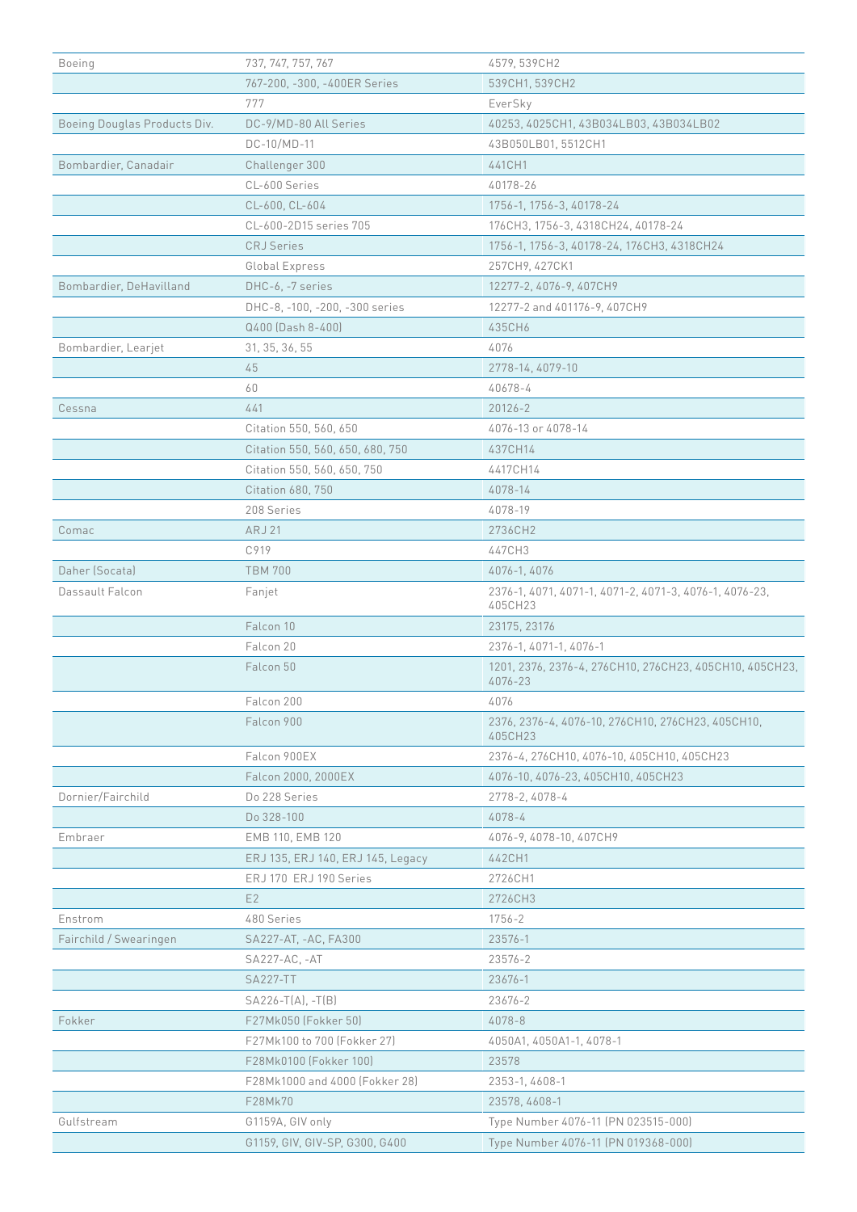| | | |
|---|---|---|
| Boeing | 737, 747, 757, 767 | 4579, 539CH2 |
| | 767-200, -300, -400ER Series | 539CH1, 539CH2 |
| | 777 | EverSky |
| Boeing Douglas Products Div. | DC-9/MD-80 All Series | 40253, 4025CH1, 43B034LB03, 43B034LB02 |
| | DC-10/MD-11 | 43B050LB01, 5512CH1 |
| Bombardier, Canadair | Challenger 300 | 441CH1 |
| | CL-600 Series | 40178-26 |
| | CL-600, CL-604 | 1756-1, 1756-3, 40178-24 |
| | CL-600-2D15 series 705 | 176CH3, 1756-3, 4318CH24, 40178-24 |
| | CRJ Series | 1756-1, 1756-3, 40178-24, 176CH3, 4318CH24 |
| | Global Express | 257CH9, 427CK1 |
| Bombardier, DeHavilland | DHC-6, -7 series | 12277-2, 4076-9, 407CH9 |
| | DHC-8, -100, -200, -300 series | 12277-2 and 401176-9, 407CH9 |
| | Q400 (Dash 8-400) | 435CH6 |
| Bombardier, Learjet | 31, 35, 36, 55 | 4076 |
| | 45 | 2778-14, 4079-10 |
| | 60 | 40678-4 |
| Cessna | 441 | 20126-2 |
| | Citation 550, 560, 650 | 4076-13 or 4078-14 |
| | Citation 550, 560, 650, 680, 750 | 437CH14 |
| | Citation 550, 560, 650, 750 | 4417CH14 |
| | Citation 680, 750 | 4078-14 |
| | 208 Series | 4078-19 |
| Comac | ARJ 21 | 2736CH2 |
| | C919 | 447CH3 |
| Daher (Socata) | TBM 700 | 4076-1, 4076 |
| Dassault Falcon | Fanjet | 2376-1, 4071, 4071-1, 4071-2, 4071-3, 4076-1, 4076-23, 405CH23 |
| | Falcon 10 | 23175, 23176 |
| | Falcon 20 | 2376-1, 4071-1, 4076-1 |
| | Falcon 50 | 1201, 2376, 2376-4, 276CH10, 276CH23, 405CH10, 405CH23, 4076-23 |
| | Falcon 200 | 4076 |
| | Falcon 900 | 2376, 2376-4, 4076-10, 276CH10, 276CH23, 405CH10, 405CH23 |
| | Falcon 900EX | 2376-4, 276CH10, 4076-10, 405CH10, 405CH23 |
| | Falcon 2000, 2000EX | 4076-10, 4076-23, 405CH10, 405CH23 |
| Dornier/Fairchild | Do 228 Series | 2778-2, 4078-4 |
| | Do 328-100 | 4078-4 |
| Embraer | EMB 110, EMB 120 | 4076-9, 4078-10, 407CH9 |
| | ERJ 135, ERJ 140, ERJ 145, Legacy | 442CH1 |
| | ERJ 170 ERJ 190 Series | 2726CH1 |
| | E2 | 2726CH3 |
| Enstrom | 480 Series | 1756-2 |
| Fairchild / Swearingen | SA227-AT, -AC, FA300 | 23576-1 |
| | SA227-AC, -AT | 23576-2 |
| | SA227-TT | 23676-1 |
| | SA226-T(A), -T(B) | 23676-2 |
| Fokker | F27Mk050 (Fokker 50) | 4078-8 |
| | F27Mk100 to 700 (Fokker 27) | 4050A1, 4050A1-1, 4078-1 |
| | F28Mk0100 (Fokker 100) | 23578 |
| | F28Mk1000 and 4000 (Fokker 28) | 2353-1, 4608-1 |
| | F28Mk70 | 23578, 4608-1 |
| Gulfstream | G1159A, GIV only | Type Number 4076-11 (PN 023515-000) |
| | G1159, GIV, GIV-SP, G300, G400 | Type Number 4076-11 (PN 019368-000) |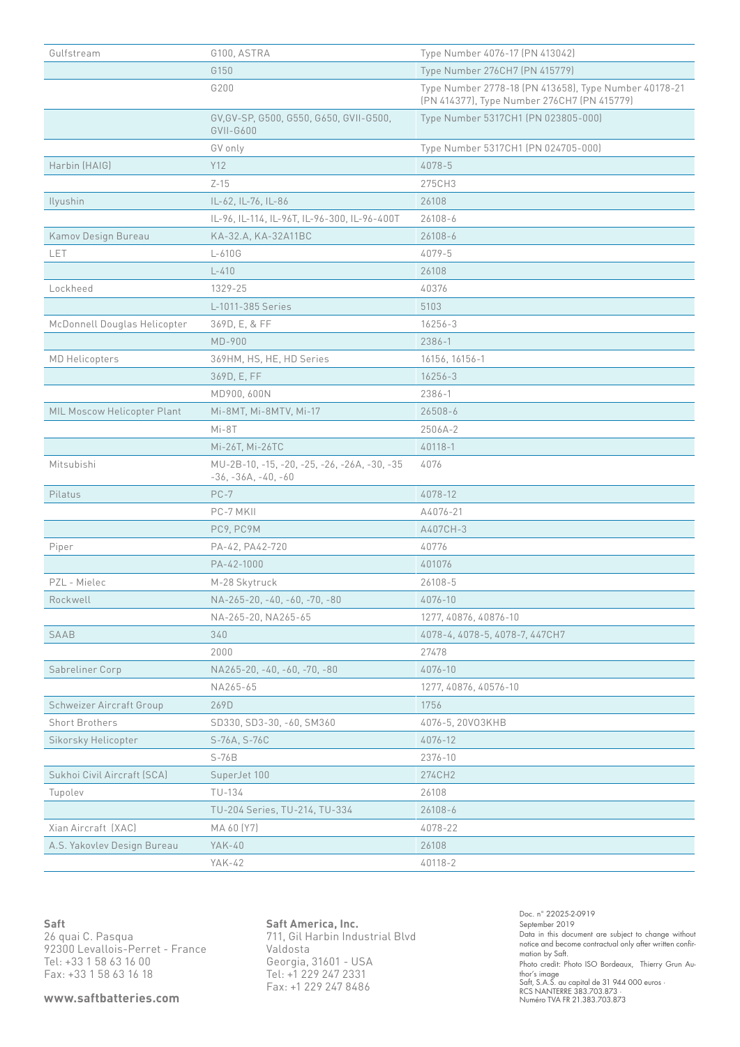| | | |
|---|---|---|
| Gulfstream | G100, ASTRA | Type Number 4076-17 (PN 413042) |
| | G150 | Type Number 276CH7 (PN 415779) |
| | G200 | Type Number 2778-18 (PN 413658), Type Number 40178-21 (PN 414377), Type Number 276CH7 (PN 415779) |
| | GV,GV-SP, G500, G550, G650, GVII-G500, GVII-G600 | Type Number 5317CH1 (PN 023805-000) |
| | GV only | Type Number 5317CH1 (PN 024705-000) |
| Harbin (HAIG) | Y12 | 4078-5 |
| | Z-15 | 275CH3 |
| Ilyushin | IL-62, IL-76, IL-86 | 26108 |
| | IL-96, IL-114, IL-96T, IL-96-300, IL-96-400T | 26108-6 |
| Kamov Design Bureau | KA-32.A, KA-32A11BC | 26108-6 |
| LET | L-610G | 4079-5 |
| | L-410 | 26108 |
| Lockheed | 1329-25 | 40376 |
| | L-1011-385 Series | 5103 |
| McDonnell Douglas Helicopter | 369D, E, & FF | 16256-3 |
| | MD-900 | 2386-1 |
| MD Helicopters | 369HM, HS, HE, HD Series | 16156, 16156-1 |
| | 369D, E, FF | 16256-3 |
| | MD900, 600N | 2386-1 |
| MIL Moscow Helicopter Plant | Mi-8MT, Mi-8MTV, Mi-17 | 26508-6 |
| | Mi-8T | 2506A-2 |
| | Mi-26T, Mi-26TC | 40118-1 |
| Mitsubishi | MU-2B-10, -15, -20, -25, -26, -26A, -30, -35 -36, -36A, -40, -60 | 4076 |
| Pilatus | PC-7 | 4078-12 |
| | PC-7 MKII | A4076-21 |
| | PC9, PC9M | A407CH-3 |
| Piper | PA-42, PA42-720 | 40776 |
| | PA-42-1000 | 401076 |
| PZL - Mielec | M-28 Skytruck | 26108-5 |
| Rockwell | NA-265-20, -40, -60, -70, -80 | 4076-10 |
| | NA-265-20, NA265-65 | 1277, 40876, 40876-10 |
| SAAB | 340 | 4078-4, 4078-5, 4078-7, 447CH7 |
| | 2000 | 27478 |
| Sabreliner Corp | NA265-20, -40, -60, -70, -80 | 4076-10 |
| | NA265-65 | 1277, 40876, 40576-10 |
| Schweizer Aircraft Group | 269D | 1756 |
| Short Brothers | SD330, SD3-30, -60, SM360 | 4076-5, 20VO3KHB |
| Sikorsky Helicopter | S-76A, S-76C | 4076-12 |
| | S-76B | 2376-10 |
| Sukhoi Civil Aircraft (SCA) | SuperJet 100 | 274CH2 |
| Tupolev | TU-134 | 26108 |
| | TU-204 Series, TU-214, TU-334 | 26108-6 |
| Xian Aircraft (XAC) | MA 60 (Y7) | 4078-22 |
| A.S. Yakovlev Design Bureau | YAK-40 | 26108 |
| | YAK-42 | 40118-2 |

**Saft**
26 quai C. Pasqua
92300 Levallois-Perret - France
Tel: +33 1 58 63 16 00
Fax: +33 1 58 63 16 18

**www.saftbatteries.com**

**Saft America, Inc.**
711, Gil Harbin Industrial Blvd
Valdosta
Georgia, 31601 - USA
Tel: +1 229 247 2331
Fax: +1 229 247 8486

Doc. n° 22025-2-0919
September 2019
Data in this document are subject to change without notice and become contractual only after written confirmation by Saft.
Photo credit: Photo ISO Bordeaux, Thierry Grun Author's image
Saft, S.A.S. au capital de 31 944 000 euros ·
RCS NANTERRE 383.703.873 ·
Numéro TVA FR 21.383.703.873